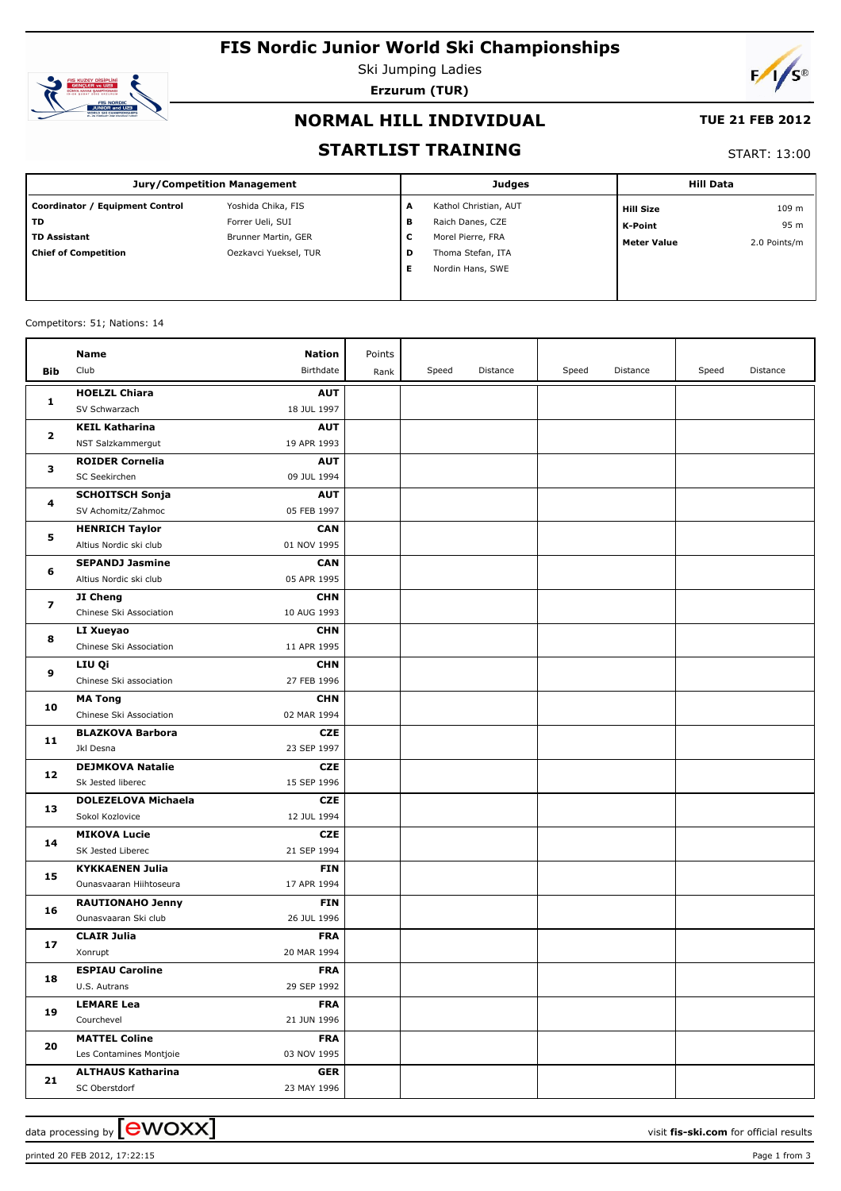# FIS Nordic Junior World Ski Championships

Ski Jumping Ladies

**Erzurum (TUR)**

## NORMAL HILL INDIVIDUAL

**TUE 21 FEB 2012**

## STARTLIST TRAINING

START: 13:00

| Jury/Competition Management | | Judges | | Hill Data | |
|---|---|---|---|---|---|
| **Coordinator / Equipment Control** | Yoshida Chika, FIS | **A** | Kathol Christian, AUT | **Hill Size** | 109 m |
| **TD** | Forrer Ueli, SUI | **B** | Raich Danes, CZE | **K-Point** | 95 m |
| **TD Assistant** | Brunner Martin, GER | **C** | Morel Pierre, FRA | **Meter Value** | 2.0 Points/m |
| **Chief of Competition** | Oezkavci Yueksel, TUR | **D** | Thoma Stefan, ITA | | |
| | | **E** | Nordin Hans, SWE | | |

Competitors: 51; Nations: 14

| Bib | Name / Club | Nation / Birthdate | Points / Rank | Speed | Distance | Speed | Distance | Speed | Distance |
|---|---|---|---|---|---|---|---|---|---|
| **1** | **HOELZL Chiara**<br>SV Schwarzach | **AUT**<br>18 JUL 1997 | | | | | | | |
| **2** | **KEIL Katharina**<br>NST Salzkammergut | **AUT**<br>19 APR 1993 | | | | | | | |
| **3** | **ROIDER Cornelia**<br>SC Seekirchen | **AUT**<br>09 JUL 1994 | | | | | | | |
| **4** | **SCHOITSCH Sonja**<br>SV Achomitz/Zahmoc | **AUT**<br>05 FEB 1997 | | | | | | | |
| **5** | **HENRICH Taylor**<br>Altius Nordic ski club | **CAN**<br>01 NOV 1995 | | | | | | | |
| **6** | **SEPANDJ Jasmine**<br>Altius Nordic ski club | **CAN**<br>05 APR 1995 | | | | | | | |
| **7** | **JI Cheng**<br>Chinese Ski Association | **CHN**<br>10 AUG 1993 | | | | | | | |
| **8** | **LI Xueyao**<br>Chinese Ski Association | **CHN**<br>11 APR 1995 | | | | | | | |
| **9** | **LIU Qi**<br>Chinese Ski association | **CHN**<br>27 FEB 1996 | | | | | | | |
| **10** | **MA Tong**<br>Chinese Ski Association | **CHN**<br>02 MAR 1994 | | | | | | | |
| **11** | **BLAZKOVA Barbora**<br>Jkl Desna | **CZE**<br>23 SEP 1997 | | | | | | | |
| **12** | **DEJMKOVA Natalie**<br>Sk Jested liberec | **CZE**<br>15 SEP 1996 | | | | | | | |
| **13** | **DOLEZELOVA Michaela**<br>Sokol Kozlovice | **CZE**<br>12 JUL 1994 | | | | | | | |
| **14** | **MIKOVA Lucie**<br>SK Jested Liberec | **CZE**<br>21 SEP 1994 | | | | | | | |
| **15** | **KYKKAENEN Julia**<br>Ounasvaaran Hiihtoseura | **FIN**<br>17 APR 1994 | | | | | | | |
| **16** | **RAUTIONAHO Jenny**<br>Ounasvaaran Ski club | **FIN**<br>26 JUL 1996 | | | | | | | |
| **17** | **CLAIR Julia**<br>Xonrupt | **FRA**<br>20 MAR 1994 | | | | | | | |
| **18** | **ESPIAU Caroline**<br>U.S. Autrans | **FRA**<br>29 SEP 1992 | | | | | | | |
| **19** | **LEMARE Lea**<br>Courchevel | **FRA**<br>21 JUN 1996 | | | | | | | |
| **20** | **MATTEL Coline**<br>Les Contamines Montjoie | **FRA**<br>03 NOV 1995 | | | | | | | |
| **21** | **ALTHAUS Katharina**<br>SC Oberstdorf | **GER**<br>23 MAY 1996 | | | | | | | |

data processing by ewoxx — visit **fis-ski.com** for official results

printed 20 FEB 2012, 17:22:15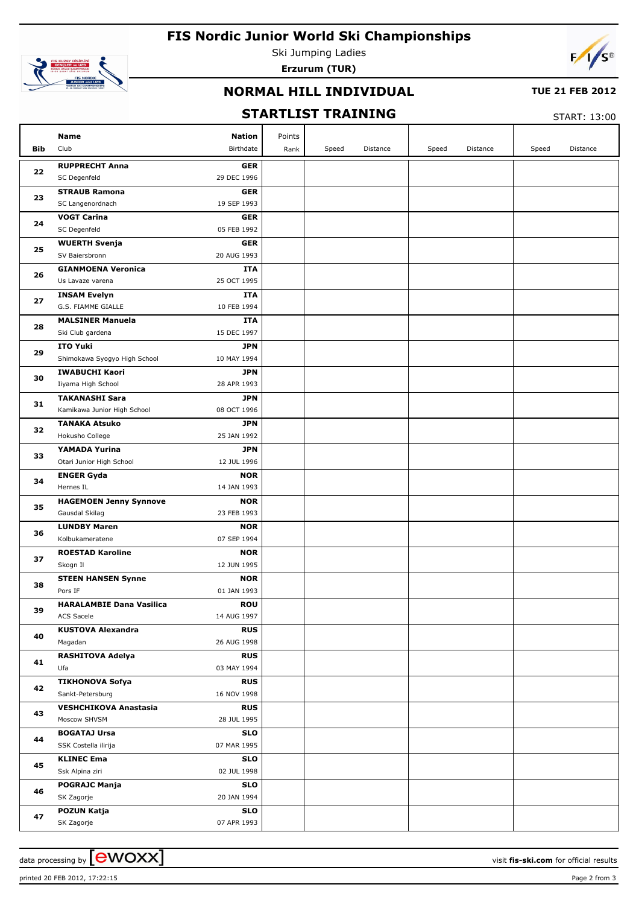# FIS Nordic Junior World Ski Championships

Ski Jumping Ladies

**Erzurum (TUR)**

## NORMAL HILL INDIVIDUAL

**TUE 21 FEB 2012**

## STARTLIST TRAINING

START: 13:00

| Bib | Name / Club | Nation / Birthdate | Points / Rank | Speed | Distance | Speed | Distance | Speed | Distance |
|---|---|---|---|---|---|---|---|---|---|
| 22 | **RUPPRECHT Anna** SC Degenfeld | **GER** 29 DEC 1996 | | | | | | | |
| 23 | **STRAUB Ramona** SC Langenordnach | **GER** 19 SEP 1993 | | | | | | | |
| 24 | **VOGT Carina** SC Degenfeld | **GER** 05 FEB 1992 | | | | | | | |
| 25 | **WUERTH Svenja** SV Baiersbronn | **GER** 20 AUG 1993 | | | | | | | |
| 26 | **GIANMOENA Veronica** Us Lavaze varena | **ITA** 25 OCT 1995 | | | | | | | |
| 27 | **INSAM Evelyn** G.S. FIAMME GIALLE | **ITA** 10 FEB 1994 | | | | | | | |
| 28 | **MALSINER Manuela** Ski Club gardena | **ITA** 15 DEC 1997 | | | | | | | |
| 29 | **ITO Yuki** Shimokawa Syogyo High School | **JPN** 10 MAY 1994 | | | | | | | |
| 30 | **IWABUCHI Kaori** Iiyama High School | **JPN** 28 APR 1993 | | | | | | | |
| 31 | **TAKANASHI Sara** Kamikawa Junior High School | **JPN** 08 OCT 1996 | | | | | | | |
| 32 | **TANAKA Atsuko** Hokusho College | **JPN** 25 JAN 1992 | | | | | | | |
| 33 | **YAMADA Yurina** Otari Junior High School | **JPN** 12 JUL 1996 | | | | | | | |
| 34 | **ENGER Gyda** Hernes IL | **NOR** 14 JAN 1993 | | | | | | | |
| 35 | **HAGEMOEN Jenny Synnove** Gausdal Skilag | **NOR** 23 FEB 1993 | | | | | | | |
| 36 | **LUNDBY Maren** Kolbukameratene | **NOR** 07 SEP 1994 | | | | | | | |
| 37 | **ROESTAD Karoline** Skogn Il | **NOR** 12 JUN 1995 | | | | | | | |
| 38 | **STEEN HANSEN Synne** Pors IF | **NOR** 01 JAN 1993 | | | | | | | |
| 39 | **HARALAMBIE Dana Vasilica** ACS Sacele | **ROU** 14 AUG 1997 | | | | | | | |
| 40 | **KUSTOVA Alexandra** Magadan | **RUS** 26 AUG 1998 | | | | | | | |
| 41 | **RASHITOVA Adelya** Ufa | **RUS** 03 MAY 1994 | | | | | | | |
| 42 | **TIKHONOVA Sofya** Sankt-Petersburg | **RUS** 16 NOV 1998 | | | | | | | |
| 43 | **VESHCHIKOVA Anastasia** Moscow SHVSM | **RUS** 28 JUL 1995 | | | | | | | |
| 44 | **BOGATAJ Ursa** SSK Costella ilirija | **SLO** 07 MAR 1995 | | | | | | | |
| 45 | **KLINEC Ema** Ssk Alpina ziri | **SLO** 02 JUL 1998 | | | | | | | |
| 46 | **POGRAJC Manja** SK Zagorje | **SLO** 20 JAN 1994 | | | | | | | |
| 47 | **POZUN Katja** SK Zagorje | **SLO** 07 APR 1993 | | | | | | | |

data processing by ewoxx — visit **fis-ski.com** for official results

printed 20 FEB 2012, 17:22:15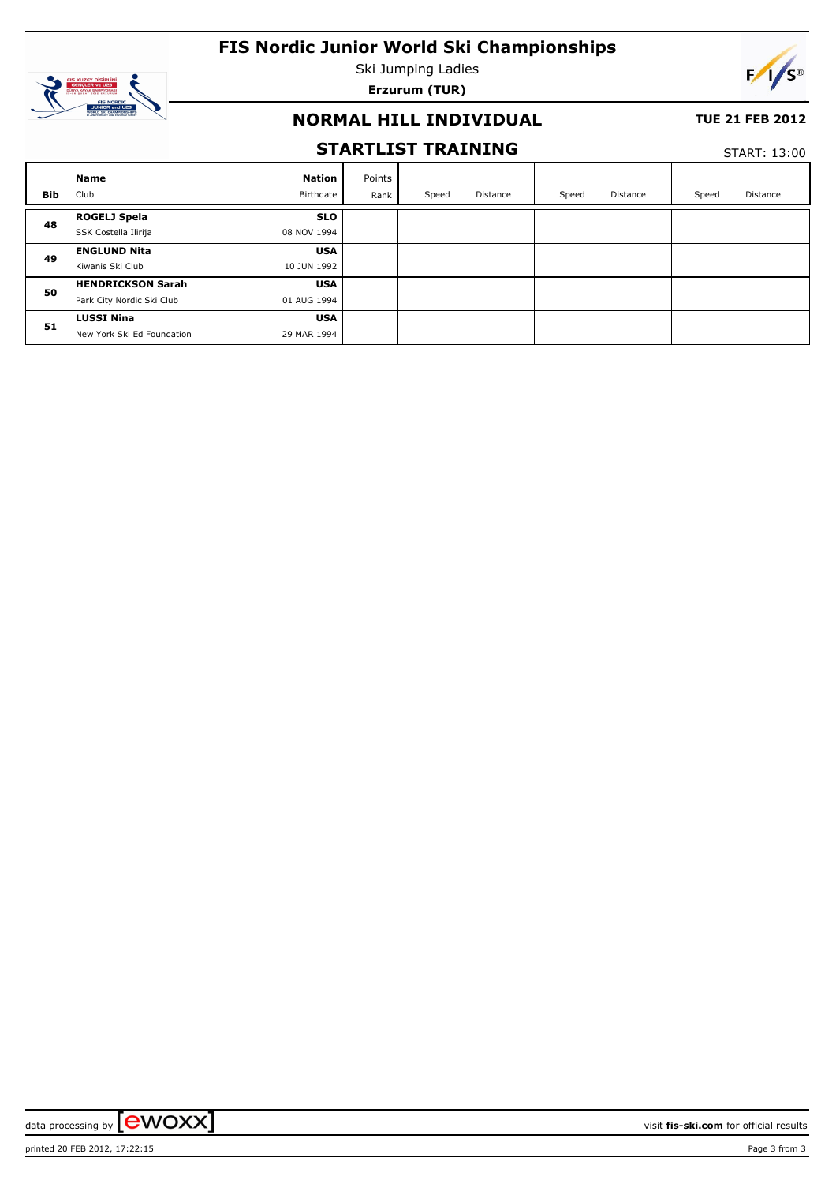# FIS Nordic Junior World Ski Championships

Ski Jumping Ladies

**Erzurum (TUR)**

## NORMAL HILL INDIVIDUAL

**TUE 21 FEB 2012**

## STARTLIST TRAINING

START: 13:00

| Bib | Name / Club | Nation / Birthdate | Points / Rank | Speed | Distance | Speed | Distance | Speed | Distance |
|---|---|---|---|---|---|---|---|---|---|
| 48 | **ROGELJ Spela** SSK Costella Ilirija | **SLO** 08 NOV 1994 | | | | | | | |
| 49 | **ENGLUND Nita** Kiwanis Ski Club | **USA** 10 JUN 1992 | | | | | | | |
| 50 | **HENDRICKSON Sarah** Park City Nordic Ski Club | **USA** 01 AUG 1994 | | | | | | | |
| 51 | **LUSSI Nina** New York Ski Ed Foundation | **USA** 29 MAR 1994 | | | | | | | |

data processing by [ewoxx]

visit **fis-ski.com** for official results

printed 20 FEB 2012, 17:22:15